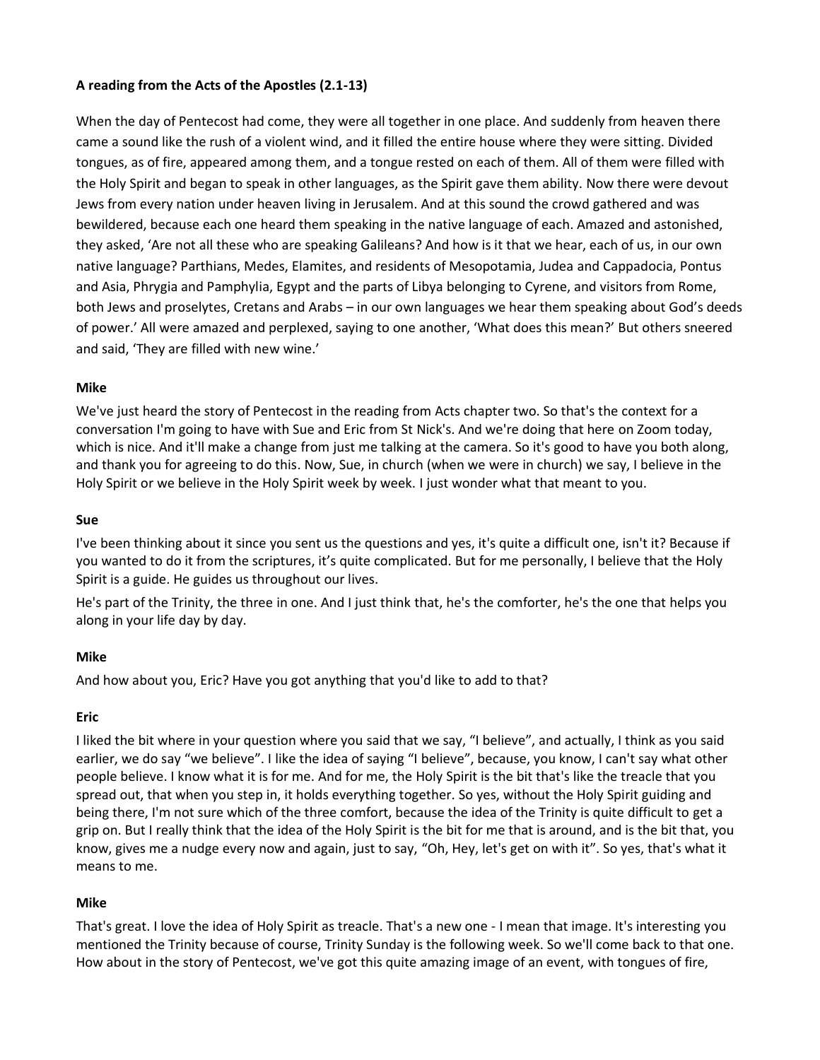**A reading from the Acts of the Apostles (2.1-13)**

When the day of Pentecost had come, they were all together in one place. And suddenly from heaven there came a sound like the rush of a violent wind, and it filled the entire house where they were sitting. Divided tongues, as of fire, appeared among them, and a tongue rested on each of them. All of them were filled with the Holy Spirit and began to speak in other languages, as the Spirit gave them ability. Now there were devout Jews from every nation under heaven living in Jerusalem. And at this sound the crowd gathered and was bewildered, because each one heard them speaking in the native language of each. Amazed and astonished, they asked, 'Are not all these who are speaking Galileans? And how is it that we hear, each of us, in our own native language? Parthians, Medes, Elamites, and residents of Mesopotamia, Judea and Cappadocia, Pontus and Asia, Phrygia and Pamphylia, Egypt and the parts of Libya belonging to Cyrene, and visitors from Rome, both Jews and proselytes, Cretans and Arabs – in our own languages we hear them speaking about God's deeds of power.' All were amazed and perplexed, saying to one another, 'What does this mean?' But others sneered and said, 'They are filled with new wine.'

**Mike**

We've just heard the story of Pentecost in the reading from Acts chapter two. So that's the context for a conversation I'm going to have with Sue and Eric from St Nick's. And we're doing that here on Zoom today, which is nice. And it'll make a change from just me talking at the camera. So it's good to have you both along, and thank you for agreeing to do this. Now, Sue, in church (when we were in church) we say, I believe in the Holy Spirit or we believe in the Holy Spirit week by week. I just wonder what that meant to you.

**Sue**

I've been thinking about it since you sent us the questions and yes, it's quite a difficult one, isn't it? Because if you wanted to do it from the scriptures, it's quite complicated. But for me personally, I believe that the Holy Spirit is a guide. He guides us throughout our lives.

He's part of the Trinity, the three in one. And I just think that, he's the comforter, he's the one that helps you along in your life day by day.

**Mike**

And how about you, Eric? Have you got anything that you'd like to add to that?

**Eric**

I liked the bit where in your question where you said that we say, "I believe", and actually, I think as you said earlier, we do say "we believe". I like the idea of saying "I believe", because, you know, I can't say what other people believe. I know what it is for me. And for me, the Holy Spirit is the bit that's like the treacle that you spread out, that when you step in, it holds everything together. So yes, without the Holy Spirit guiding and being there, I'm not sure which of the three comfort, because the idea of the Trinity is quite difficult to get a grip on. But I really think that the idea of the Holy Spirit is the bit for me that is around, and is the bit that, you know, gives me a nudge every now and again, just to say, "Oh, Hey, let's get on with it". So yes, that's what it means to me.

**Mike**

That's great. I love the idea of Holy Spirit as treacle. That's a new one - I mean that image. It's interesting you mentioned the Trinity because of course, Trinity Sunday is the following week. So we'll come back to that one. How about in the story of Pentecost, we've got this quite amazing image of an event, with tongues of fire,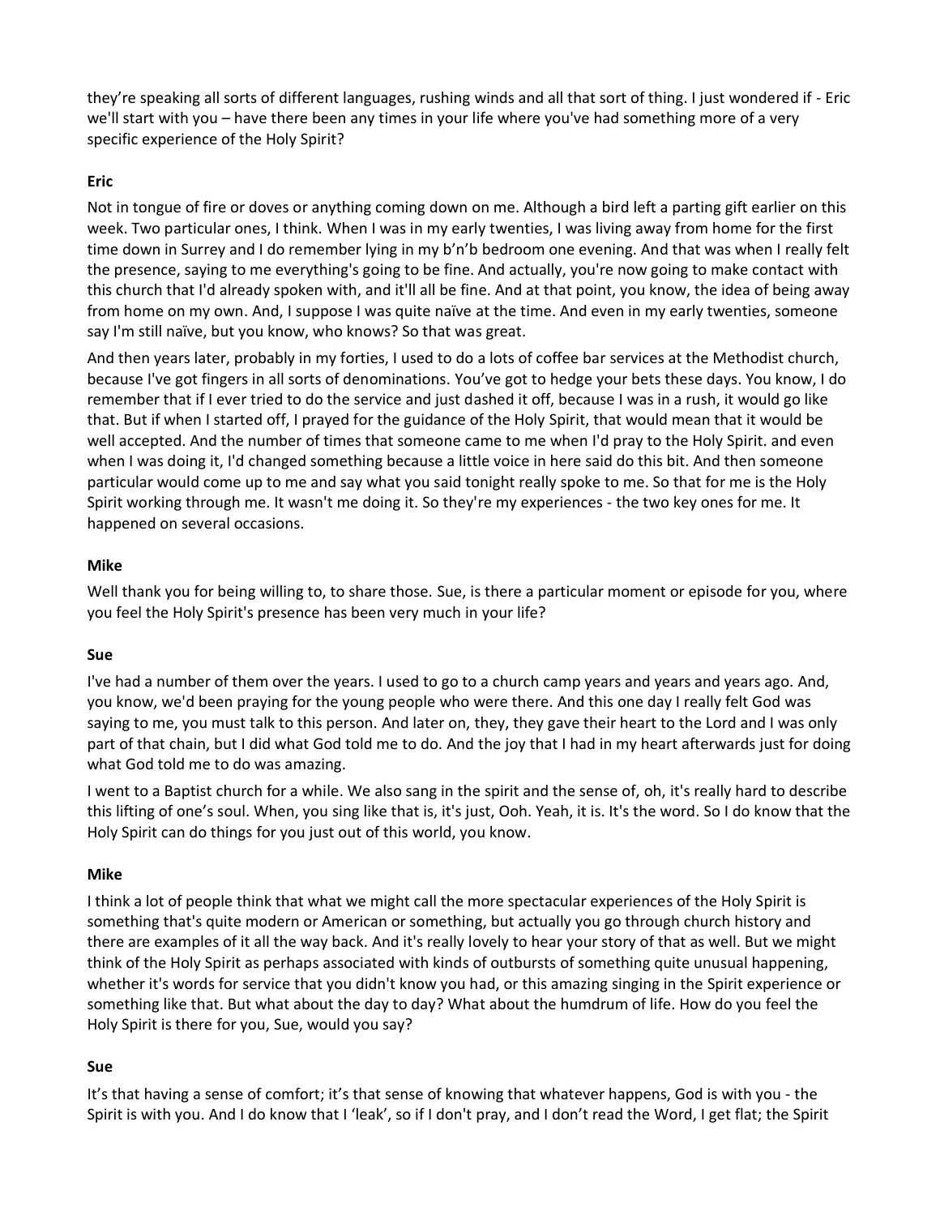they're speaking all sorts of different languages, rushing winds and all that sort of thing. I just wondered if - Eric we'll start with you – have there been any times in your life where you've had something more of a very specific experience of the Holy Spirit?

**Eric**

Not in tongue of fire or doves or anything coming down on me. Although a bird left a parting gift earlier on this week. Two particular ones, I think. When I was in my early twenties, I was living away from home for the first time down in Surrey and I do remember lying in my b'n'b bedroom one evening. And that was when I really felt the presence, saying to me everything's going to be fine. And actually, you're now going to make contact with this church that I'd already spoken with, and it'll all be fine. And at that point, you know, the idea of being away from home on my own. And, I suppose I was quite naïve at the time. And even in my early twenties, someone say I'm still naïve, but you know, who knows? So that was great.

And then years later, probably in my forties, I used to do a lots of coffee bar services at the Methodist church, because I've got fingers in all sorts of denominations. You've got to hedge your bets these days. You know, I do remember that if I ever tried to do the service and just dashed it off, because I was in a rush, it would go like that. But if when I started off, I prayed for the guidance of the Holy Spirit, that would mean that it would be well accepted. And the number of times that someone came to me when I'd pray to the Holy Spirit. and even when I was doing it, I'd changed something because a little voice in here said do this bit. And then someone particular would come up to me and say what you said tonight really spoke to me. So that for me is the Holy Spirit working through me. It wasn't me doing it. So they're my experiences - the two key ones for me. It happened on several occasions.

**Mike**

Well thank you for being willing to, to share those. Sue, is there a particular moment or episode for you, where you feel the Holy Spirit's presence has been very much in your life?

**Sue**

I've had a number of them over the years. I used to go to a church camp years and years and years ago. And, you know, we'd been praying for the young people who were there. And this one day I really felt God was saying to me, you must talk to this person. And later on, they, they gave their heart to the Lord and I was only part of that chain, but I did what God told me to do. And the joy that I had in my heart afterwards just for doing what God told me to do was amazing.

I went to a Baptist church for a while. We also sang in the spirit and the sense of, oh, it's really hard to describe this lifting of one's soul. When, you sing like that is, it's just, Ooh. Yeah, it is. It's the word. So I do know that the Holy Spirit can do things for you just out of this world, you know.

**Mike**

I think a lot of people think that what we might call the more spectacular experiences of the Holy Spirit is something that's quite modern or American or something, but actually you go through church history and there are examples of it all the way back. And it's really lovely to hear your story of that as well. But we might think of the Holy Spirit as perhaps associated with kinds of outbursts of something quite unusual happening, whether it's words for service that you didn't know you had, or this amazing singing in the Spirit experience or something like that. But what about the day to day? What about the humdrum of life. How do you feel the Holy Spirit is there for you, Sue, would you say?

**Sue**

It's that having a sense of comfort; it's that sense of knowing that whatever happens, God is with you - the Spirit is with you. And I do know that I 'leak', so if I don't pray, and I don't read the Word, I get flat; the Spirit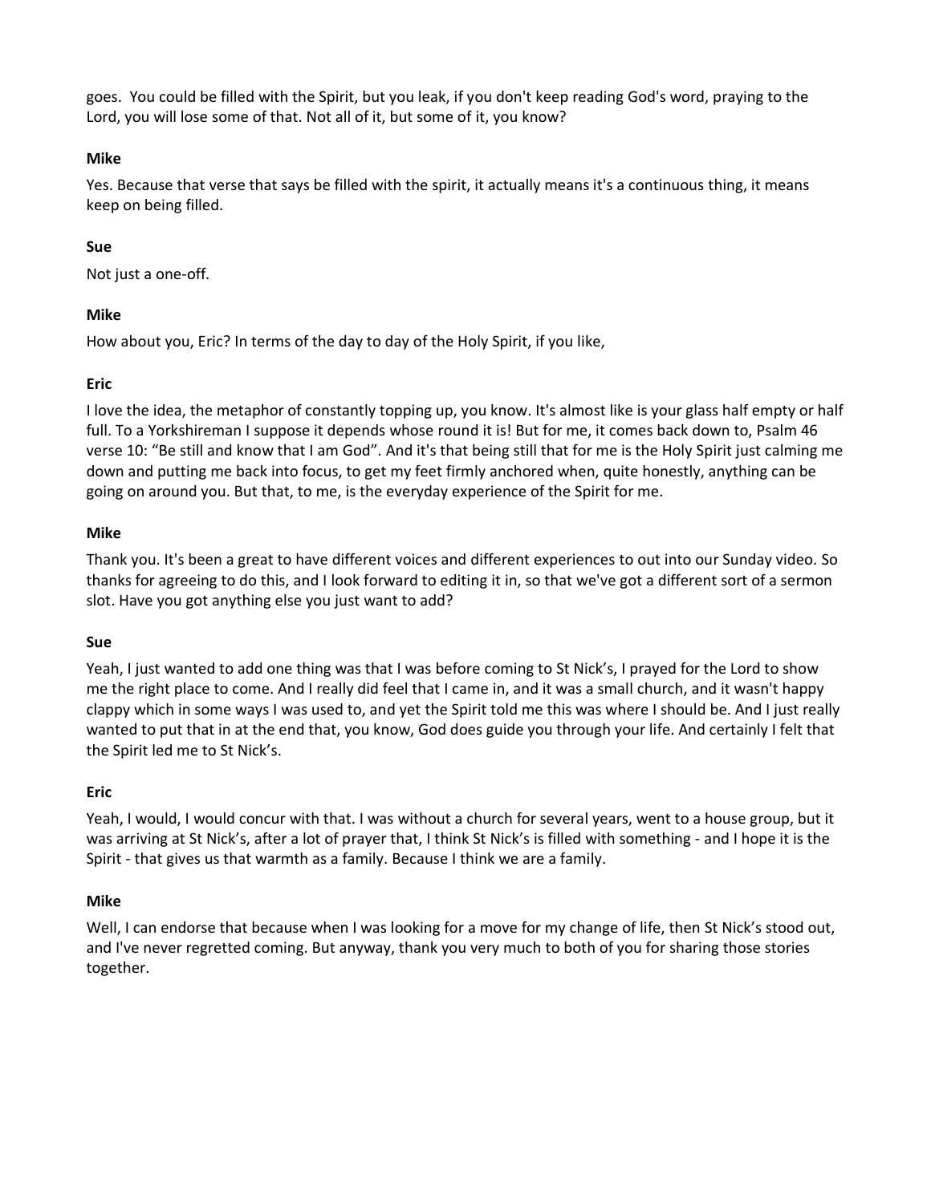goes. You could be filled with the Spirit, but you leak, if you don't keep reading God's word, praying to the Lord, you will lose some of that. Not all of it, but some of it, you know?

**Mike**

Yes. Because that verse that says be filled with the spirit, it actually means it's a continuous thing, it means keep on being filled.

**Sue**

Not just a one-off.

**Mike**

How about you, Eric? In terms of the day to day of the Holy Spirit, if you like,

**Eric**

I love the idea, the metaphor of constantly topping up, you know. It's almost like is your glass half empty or half full. To a Yorkshireman I suppose it depends whose round it is! But for me, it comes back down to, Psalm 46 verse 10: "Be still and know that I am God". And it's that being still that for me is the Holy Spirit just calming me down and putting me back into focus, to get my feet firmly anchored when, quite honestly, anything can be going on around you. But that, to me, is the everyday experience of the Spirit for me.

**Mike**

Thank you. It's been a great to have different voices and different experiences to out into our Sunday video. So thanks for agreeing to do this, and I look forward to editing it in, so that we've got a different sort of a sermon slot. Have you got anything else you just want to add?

**Sue**

Yeah, I just wanted to add one thing was that I was before coming to St Nick's, I prayed for the Lord to show me the right place to come. And I really did feel that I came in, and it was a small church, and it wasn't happy clappy which in some ways I was used to, and yet the Spirit told me this was where I should be. And I just really wanted to put that in at the end that, you know, God does guide you through your life. And certainly I felt that the Spirit led me to St Nick's.

**Eric**

Yeah, I would, I would concur with that. I was without a church for several years, went to a house group, but it was arriving at St Nick's, after a lot of prayer that, I think St Nick's is filled with something - and I hope it is the Spirit - that gives us that warmth as a family. Because I think we are a family.

**Mike**

Well, I can endorse that because when I was looking for a move for my change of life, then St Nick's stood out, and I've never regretted coming. But anyway, thank you very much to both of you for sharing those stories together.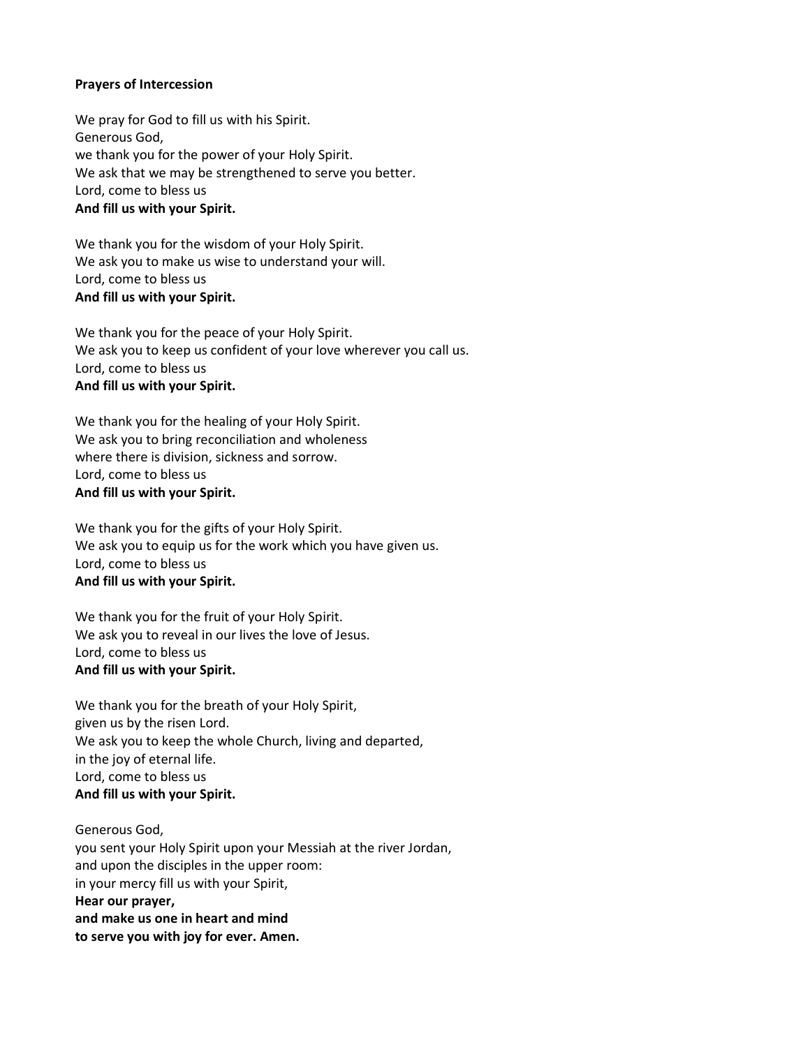**Prayers of Intercession**

We pray for God to fill us with his Spirit.
Generous God,
we thank you for the power of your Holy Spirit.
We ask that we may be strengthened to serve you better.
Lord, come to bless us
**And fill us with your Spirit.**

We thank you for the wisdom of your Holy Spirit.
We ask you to make us wise to understand your will.
Lord, come to bless us
**And fill us with your Spirit.**

We thank you for the peace of your Holy Spirit.
We ask you to keep us confident of your love wherever you call us.
Lord, come to bless us
**And fill us with your Spirit.**

We thank you for the healing of your Holy Spirit.
We ask you to bring reconciliation and wholeness
where there is division, sickness and sorrow.
Lord, come to bless us
**And fill us with your Spirit.**

We thank you for the gifts of your Holy Spirit.
We ask you to equip us for the work which you have given us.
Lord, come to bless us
**And fill us with your Spirit.**

We thank you for the fruit of your Holy Spirit.
We ask you to reveal in our lives the love of Jesus.
Lord, come to bless us
**And fill us with your Spirit.**

We thank you for the breath of your Holy Spirit,
given us by the risen Lord.
We ask you to keep the whole Church, living and departed,
in the joy of eternal life.
Lord, come to bless us
**And fill us with your Spirit.**

Generous God,
you sent your Holy Spirit upon your Messiah at the river Jordan,
and upon the disciples in the upper room:
in your mercy fill us with your Spirit,
**Hear our prayer,**
**and make us one in heart and mind**
**to serve you with joy for ever. Amen.**